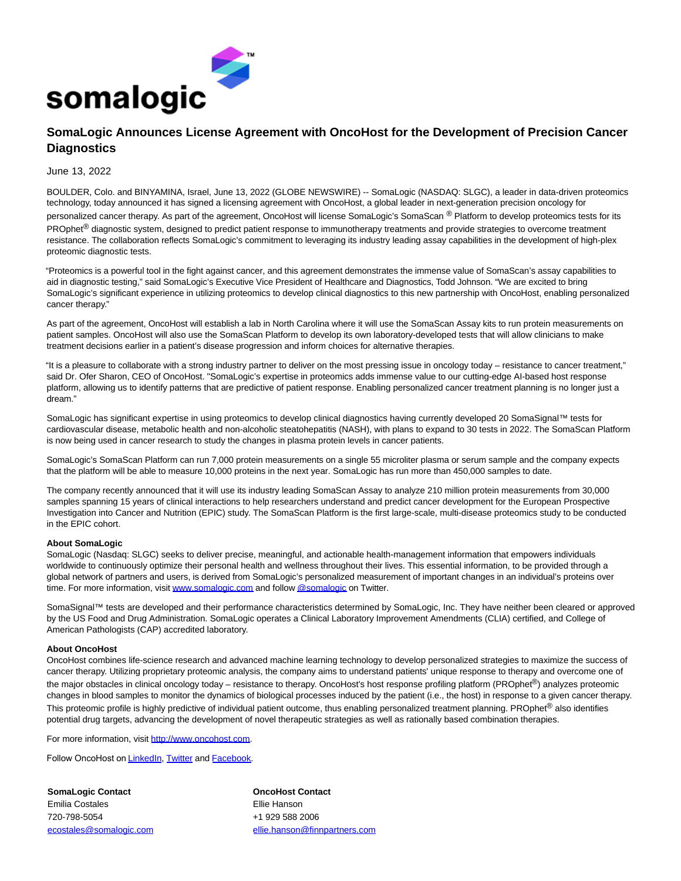somalogic™

# SomaLogic Announces License Agreement with OncoHost for the Development of Precision Cancer Diagnostics

June 13, 2022

BOULDER, Colo. and BINYAMINA, Israel, June 13, 2022 (GLOBE NEWSWIRE) -- SomaLogic (NASDAQ: SLGC), a leader in data-driven proteomics technology, today announced it has signed a licensing agreement with OncoHost, a global leader in next-generation precision oncology for personalized cancer therapy. As part of the agreement, OncoHost will license SomaLogic's SomaScan ® Platform to develop proteomics tests for its PROphet® diagnostic system, designed to predict patient response to immunotherapy treatments and provide strategies to overcome treatment resistance. The collaboration reflects SomaLogic's commitment to leveraging its industry leading assay capabilities in the development of high-plex proteomic diagnostic tests.

"Proteomics is a powerful tool in the fight against cancer, and this agreement demonstrates the immense value of SomaScan's assay capabilities to aid in diagnostic testing," said SomaLogic's Executive Vice President of Healthcare and Diagnostics, Todd Johnson. "We are excited to bring SomaLogic's significant experience in utilizing proteomics to develop clinical diagnostics to this new partnership with OncoHost, enabling personalized cancer therapy."

As part of the agreement, OncoHost will establish a lab in North Carolina where it will use the SomaScan Assay kits to run protein measurements on patient samples. OncoHost will also use the SomaScan Platform to develop its own laboratory-developed tests that will allow clinicians to make treatment decisions earlier in a patient's disease progression and inform choices for alternative therapies.

"It is a pleasure to collaborate with a strong industry partner to deliver on the most pressing issue in oncology today – resistance to cancer treatment," said Dr. Ofer Sharon, CEO of OncoHost. "SomaLogic's expertise in proteomics adds immense value to our cutting-edge AI-based host response platform, allowing us to identify patterns that are predictive of patient response. Enabling personalized cancer treatment planning is no longer just a dream."

SomaLogic has significant expertise in using proteomics to develop clinical diagnostics having currently developed 20 SomaSignal™ tests for cardiovascular disease, metabolic health and non-alcoholic steatohepatitis (NASH), with plans to expand to 30 tests in 2022. The SomaScan Platform is now being used in cancer research to study the changes in plasma protein levels in cancer patients.

SomaLogic's SomaScan Platform can run 7,000 protein measurements on a single 55 microliter plasma or serum sample and the company expects that the platform will be able to measure 10,000 proteins in the next year. SomaLogic has run more than 450,000 samples to date.

The company recently announced that it will use its industry leading SomaScan Assay to analyze 210 million protein measurements from 30,000 samples spanning 15 years of clinical interactions to help researchers understand and predict cancer development for the European Prospective Investigation into Cancer and Nutrition (EPIC) study. The SomaScan Platform is the first large-scale, multi-disease proteomics study to be conducted in the EPIC cohort.

**About SomaLogic**
SomaLogic (Nasdaq: SLGC) seeks to deliver precise, meaningful, and actionable health-management information that empowers individuals worldwide to continuously optimize their personal health and wellness throughout their lives. This essential information, to be provided through a global network of partners and users, is derived from SomaLogic's personalized measurement of important changes in an individual's proteins over time. For more information, visit [www.somalogic.com](http://www.somalogic.com) and follow [@somalogic](https://twitter.com/somalogic) on Twitter.

SomaSignal™ tests are developed and their performance characteristics determined by SomaLogic, Inc. They have neither been cleared or approved by the US Food and Drug Administration. SomaLogic operates a Clinical Laboratory Improvement Amendments (CLIA) certified, and College of American Pathologists (CAP) accredited laboratory.

**About OncoHost**
OncoHost combines life-science research and advanced machine learning technology to develop personalized strategies to maximize the success of cancer therapy. Utilizing proprietary proteomic analysis, the company aims to understand patients' unique response to therapy and overcome one of the major obstacles in clinical oncology today – resistance to therapy. OncoHost's host response profiling platform (PROphet®) analyzes proteomic changes in blood samples to monitor the dynamics of biological processes induced by the patient (i.e., the host) in response to a given cancer therapy. This proteomic profile is highly predictive of individual patient outcome, thus enabling personalized treatment planning. PROphet® also identifies potential drug targets, advancing the development of novel therapeutic strategies as well as rationally based combination therapies.

For more information, visit [http://www.oncohost.com](http://www.oncohost.com).

Follow OncoHost on LinkedIn, Twitter and Facebook.

| **SomaLogic Contact** | **OncoHost Contact** |
|---|---|
| Emilia Costales | Ellie Hanson |
| 720-798-5054 | +1 929 588 2006 |
| ecostales@somalogic.com | ellie.hanson@finnpartners.com |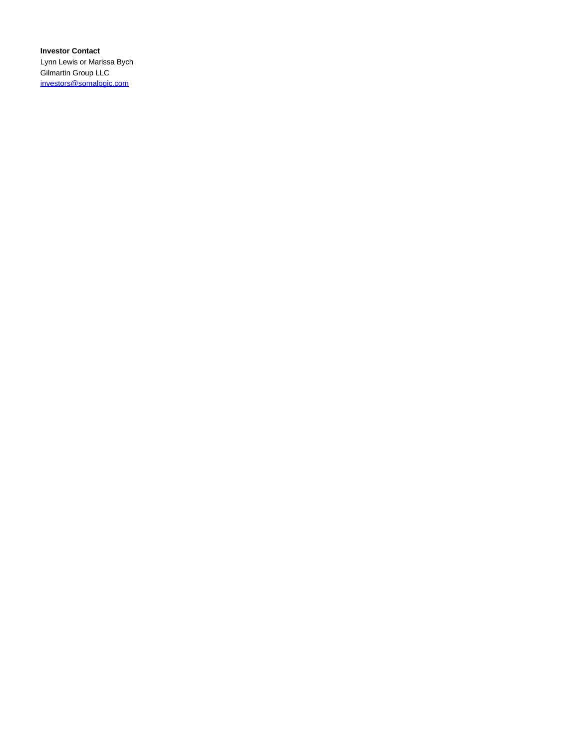**Investor Contact**
Lynn Lewis or Marissa Bych
Gilmartin Group LLC
investors@somalogic.com